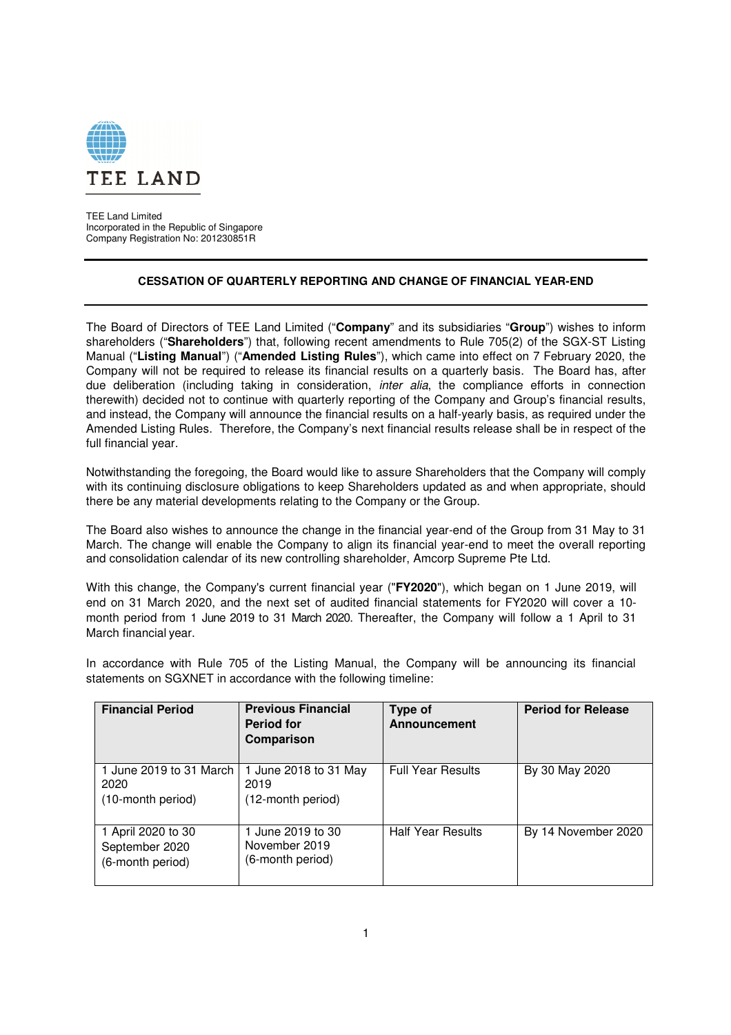TEE LAND

TEE Land Limited
Incorporated in the Republic of Singapore
Company Registration No: 201230851R

## CESSATION OF QUARTERLY REPORTING AND CHANGE OF FINANCIAL YEAR-END

The Board of Directors of TEE Land Limited ("**Company**" and its subsidiaries "**Group**") wishes to inform shareholders ("**Shareholders**") that, following recent amendments to Rule 705(2) of the SGX-ST Listing Manual ("**Listing Manual**") ("**Amended Listing Rules**"), which came into effect on 7 February 2020, the Company will not be required to release its financial results on a quarterly basis. The Board has, after due deliberation (including taking in consideration, *inter alia*, the compliance efforts in connection therewith) decided not to continue with quarterly reporting of the Company and Group's financial results, and instead, the Company will announce the financial results on a half-yearly basis, as required under the Amended Listing Rules. Therefore, the Company's next financial results release shall be in respect of the full financial year.

Notwithstanding the foregoing, the Board would like to assure Shareholders that the Company will comply with its continuing disclosure obligations to keep Shareholders updated as and when appropriate, should there be any material developments relating to the Company or the Group.

The Board also wishes to announce the change in the financial year-end of the Group from 31 May to 31 March. The change will enable the Company to align its financial year-end to meet the overall reporting and consolidation calendar of its new controlling shareholder, Amcorp Supreme Pte Ltd.

With this change, the Company's current financial year ("**FY2020**"), which began on 1 June 2019, will end on 31 March 2020, and the next set of audited financial statements for FY2020 will cover a 10-month period from 1 June 2019 to 31 March 2020. Thereafter, the Company will follow a 1 April to 31 March financial year.

In accordance with Rule 705 of the Listing Manual, the Company will be announcing its financial statements on SGXNET in accordance with the following timeline:

| **Financial Period** | **Previous Financial Period for Comparison** | **Type of Announcement** | **Period for Release** |
|---|---|---|---|
| 1 June 2019 to 31 March 2020 (10-month period) | 1 June 2018 to 31 May 2019 (12-month period) | Full Year Results | By 30 May 2020 |
| 1 April 2020 to 30 September 2020 (6-month period) | 1 June 2019 to 30 November 2019 (6-month period) | Half Year Results | By 14 November 2020 |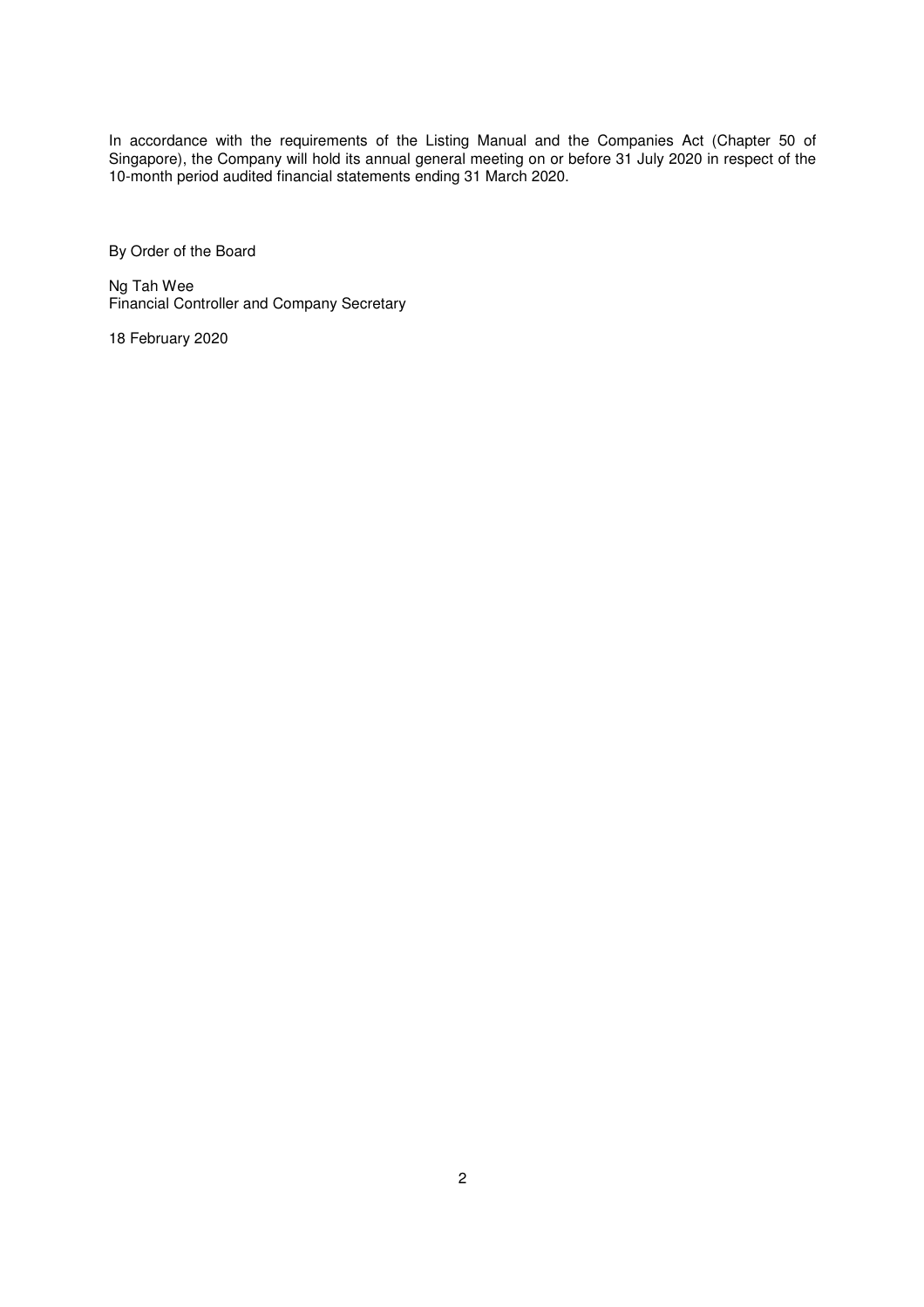In accordance with the requirements of the Listing Manual and the Companies Act (Chapter 50 of Singapore), the Company will hold its annual general meeting on or before 31 July 2020 in respect of the 10-month period audited financial statements ending 31 March 2020.

By Order of the Board

Ng Tah Wee
Financial Controller and Company Secretary

18 February 2020